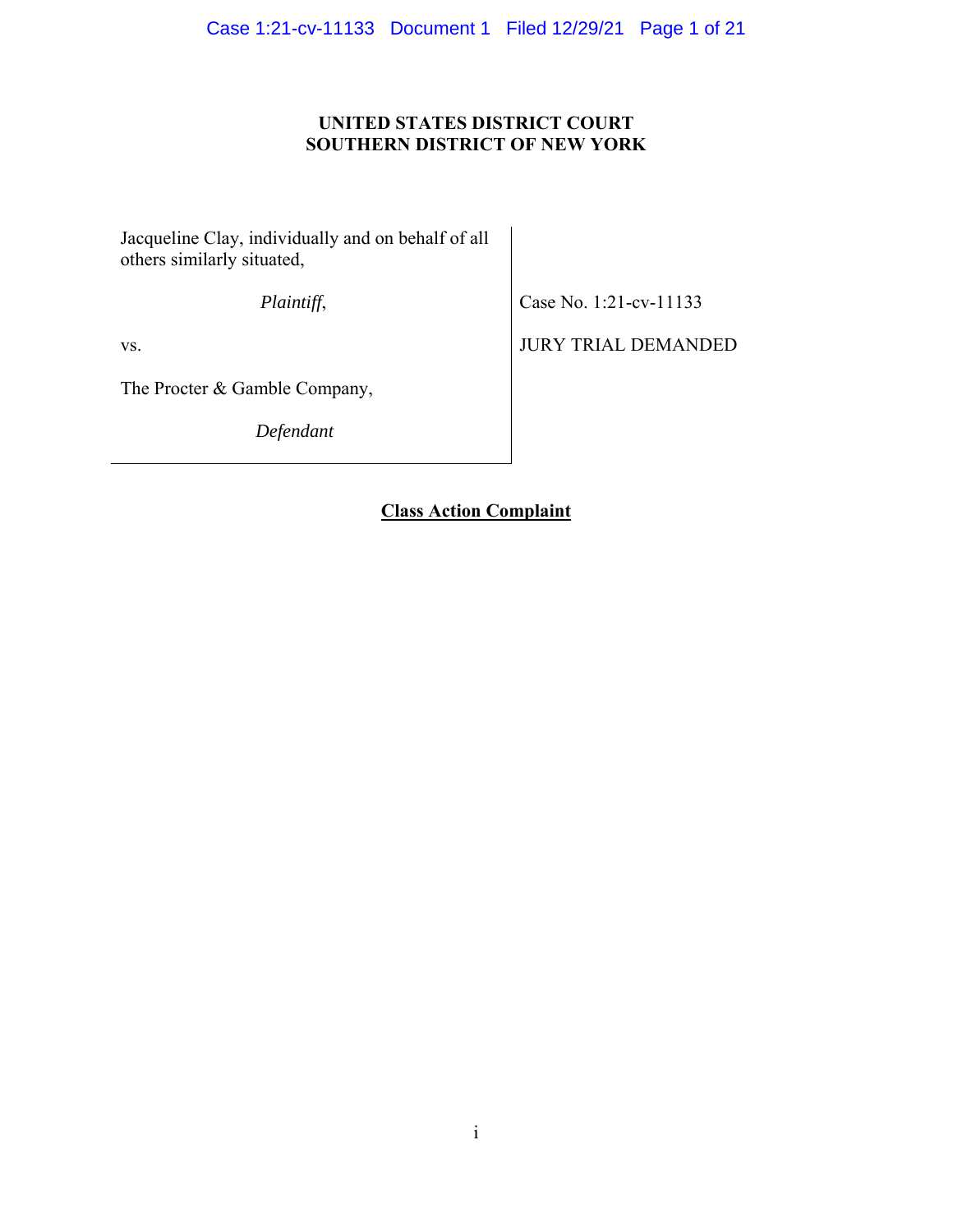**UNITED STATES DISTRICT COURT**
**SOUTHERN DISTRICT OF NEW YORK**

| | |
|---|---|
| Jacqueline Clay, individually and on behalf of all others similarly situated, | |
| *Plaintiff*, | Case No. 1:21-cv-11133 |
| vs. | JURY TRIAL DEMANDED |
| The Procter & Gamble Company, | |
| *Defendant* | |

**Class Action Complaint**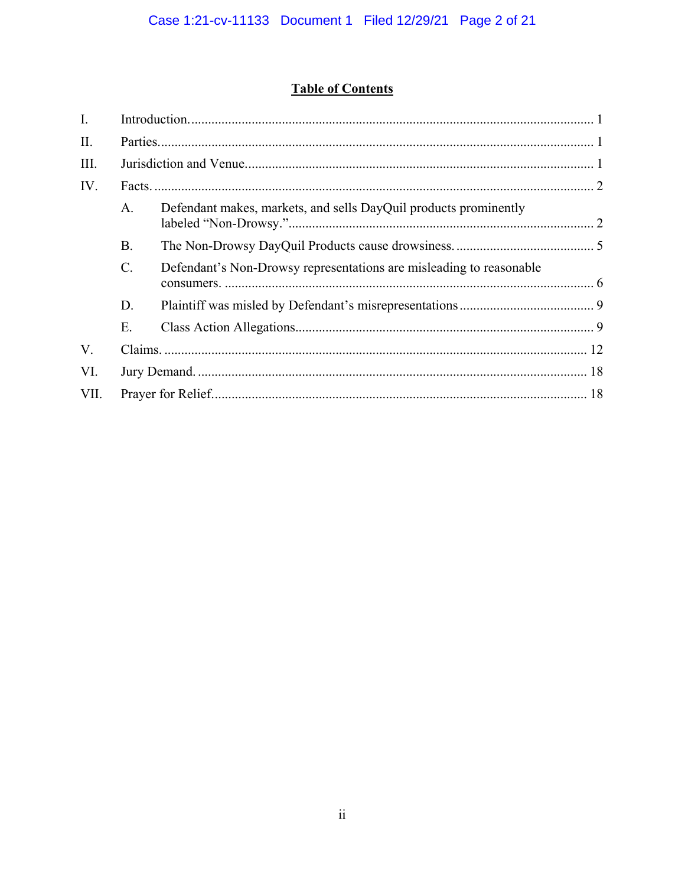# **Table of Contents**

I. Introduction. 1

II. Parties. 1

III. Jurisdiction and Venue. 1

IV. Facts. 2

- A. Defendant makes, markets, and sells DayQuil products prominently labeled "Non-Drowsy." 2
- B. The Non-Drowsy DayQuil Products cause drowsiness. 5
- C. Defendant's Non-Drowsy representations are misleading to reasonable consumers. 6
- D. Plaintiff was misled by Defendant's misrepresentations 9
- E. Class Action Allegations 9

V. Claims. 12

VI. Jury Demand. 18

VII. Prayer for Relief. 18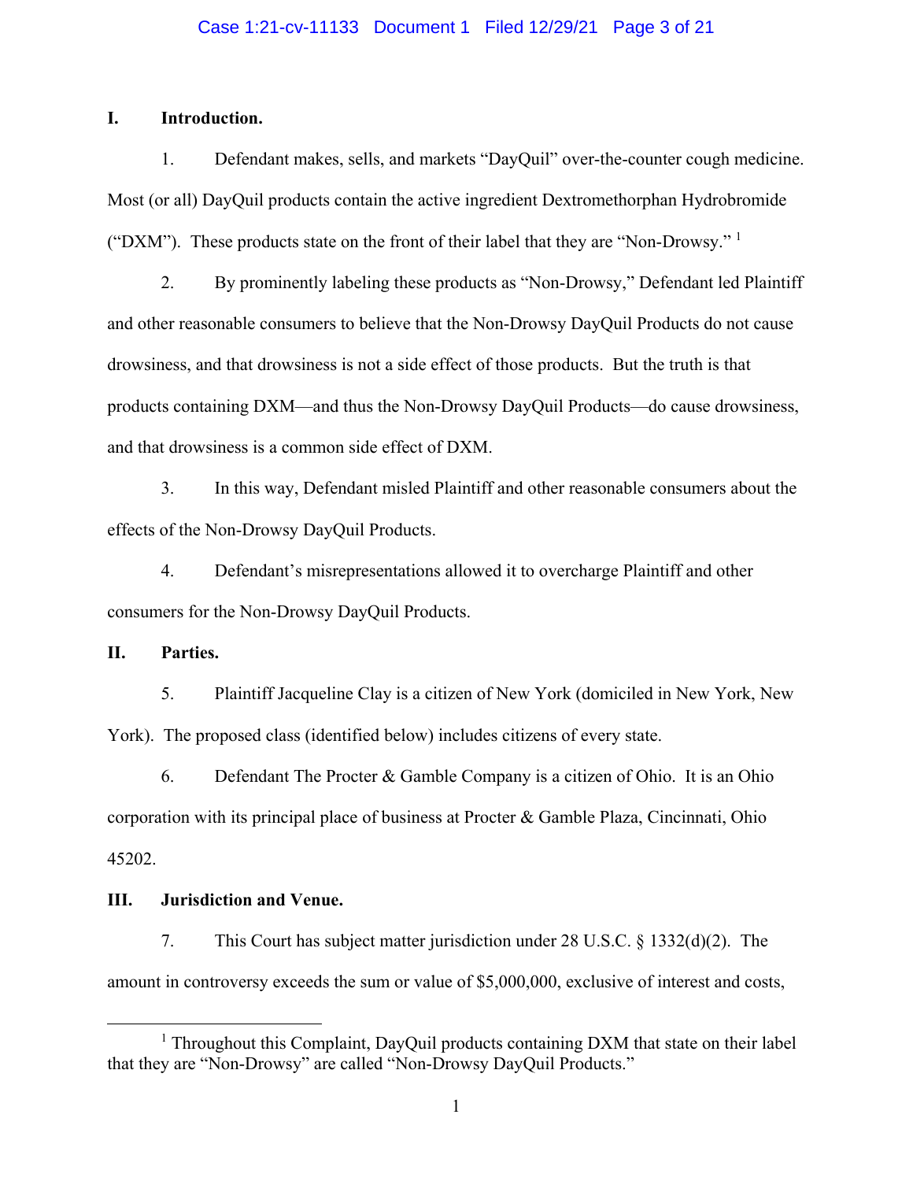## I. Introduction.

1. Defendant makes, sells, and markets "DayQuil" over-the-counter cough medicine. Most (or all) DayQuil products contain the active ingredient Dextromethorphan Hydrobromide ("DXM"). These products state on the front of their label that they are "Non-Drowsy." [1]

2. By prominently labeling these products as "Non-Drowsy," Defendant led Plaintiff and other reasonable consumers to believe that the Non-Drowsy DayQuil Products do not cause drowsiness, and that drowsiness is not a side effect of those products. But the truth is that products containing DXM—and thus the Non-Drowsy DayQuil Products—do cause drowsiness, and that drowsiness is a common side effect of DXM.

3. In this way, Defendant misled Plaintiff and other reasonable consumers about the effects of the Non-Drowsy DayQuil Products.

4. Defendant's misrepresentations allowed it to overcharge Plaintiff and other consumers for the Non-Drowsy DayQuil Products.

## II. Parties.

5. Plaintiff Jacqueline Clay is a citizen of New York (domiciled in New York, New York). The proposed class (identified below) includes citizens of every state.

6. Defendant The Procter & Gamble Company is a citizen of Ohio. It is an Ohio corporation with its principal place of business at Procter & Gamble Plaza, Cincinnati, Ohio 45202.

## III. Jurisdiction and Venue.

7. This Court has subject matter jurisdiction under 28 U.S.C. § 1332(d)(2). The amount in controversy exceeds the sum or value of $5,000,000, exclusive of interest and costs,

---

[1] Throughout this Complaint, DayQuil products containing DXM that state on their label that they are "Non-Drowsy" are called "Non-Drowsy DayQuil Products."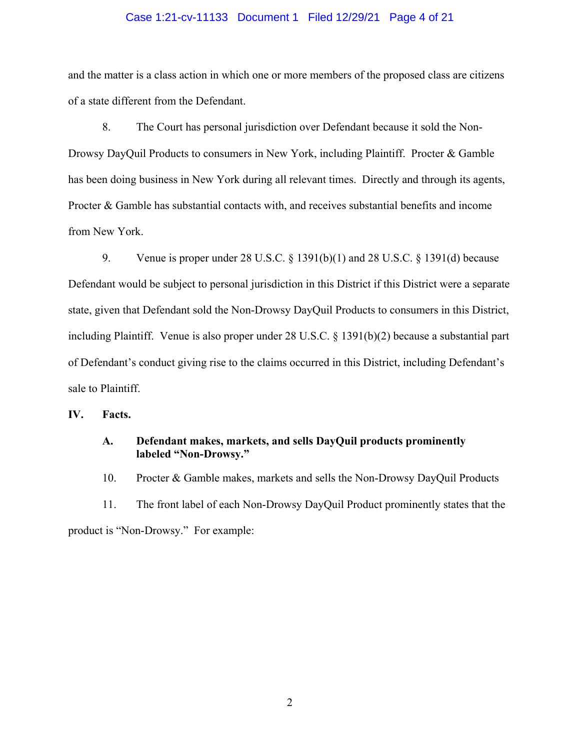and the matter is a class action in which one or more members of the proposed class are citizens of a state different from the Defendant.

8. The Court has personal jurisdiction over Defendant because it sold the Non-Drowsy DayQuil Products to consumers in New York, including Plaintiff. Procter & Gamble has been doing business in New York during all relevant times. Directly and through its agents, Procter & Gamble has substantial contacts with, and receives substantial benefits and income from New York.

9. Venue is proper under 28 U.S.C. § 1391(b)(1) and 28 U.S.C. § 1391(d) because Defendant would be subject to personal jurisdiction in this District if this District were a separate state, given that Defendant sold the Non-Drowsy DayQuil Products to consumers in this District, including Plaintiff. Venue is also proper under 28 U.S.C. § 1391(b)(2) because a substantial part of Defendant's conduct giving rise to the claims occurred in this District, including Defendant's sale to Plaintiff.

## IV. Facts.

### A. Defendant makes, markets, and sells DayQuil products prominently labeled "Non-Drowsy."

10. Procter & Gamble makes, markets and sells the Non-Drowsy DayQuil Products

11. The front label of each Non-Drowsy DayQuil Product prominently states that the product is "Non-Drowsy." For example: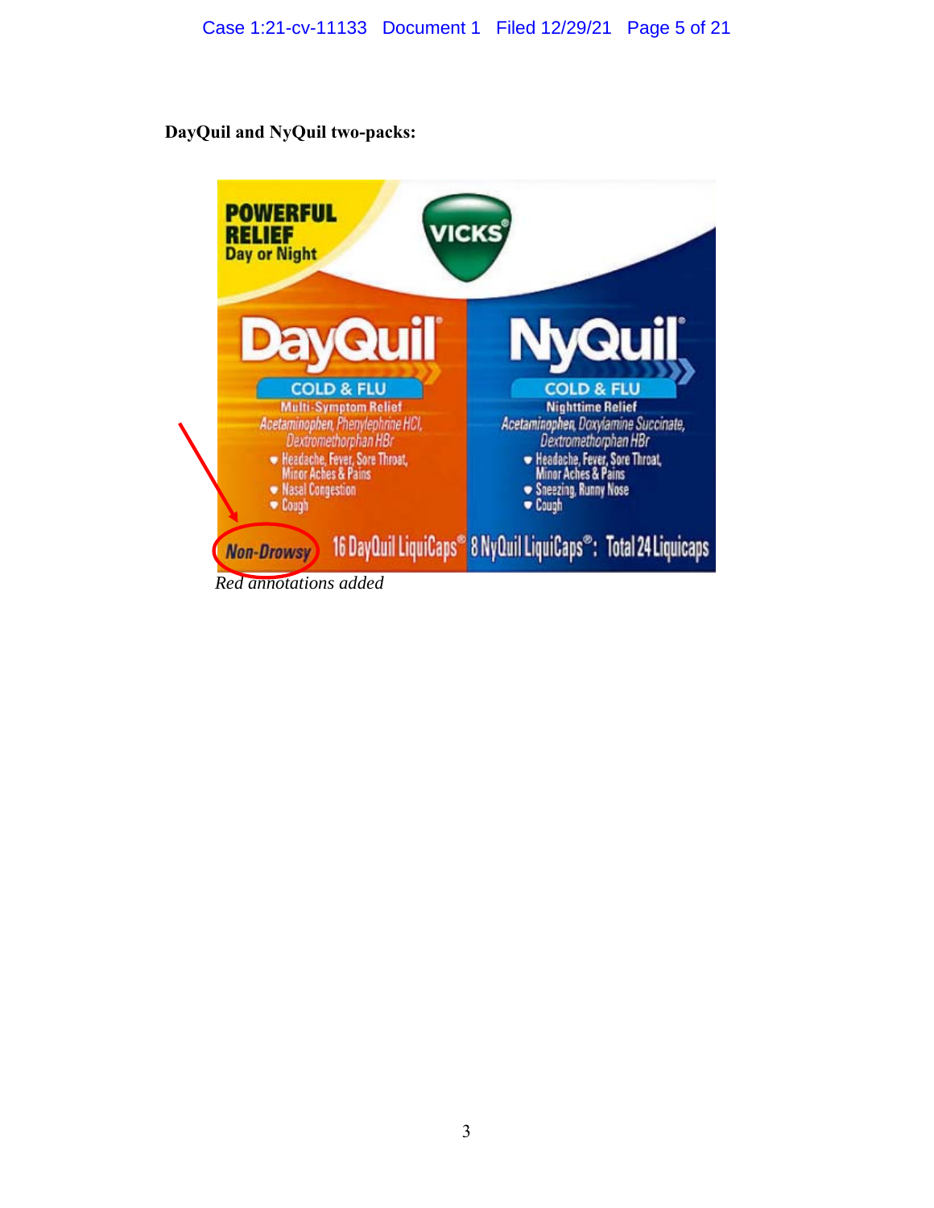**DayQuil and NyQuil two-packs:**

POWERFUL RELIEF Day or Night

VICKS

DayQuil COLD & FLU Multi-Symptom Relief Acetaminophen, Phenylephrine HCl, Dextromethorphan HBr

- Headache, Fever, Sore Throat, Minor Aches & Pains
- Nasal Congestion
- Cough

NyQuil COLD & FLU Nighttime Relief Acetaminophen, Doxylamine Succinate, Dextromethorphan HBr

- Headache, Fever, Sore Throat, Minor Aches & Pains
- Sneezing, Runny Nose
- Cough

Non-Drowsy 16 DayQuil LiquiCaps® 8 NyQuil LiquiCaps®: Total 24 Liquicaps

*Red annotations added*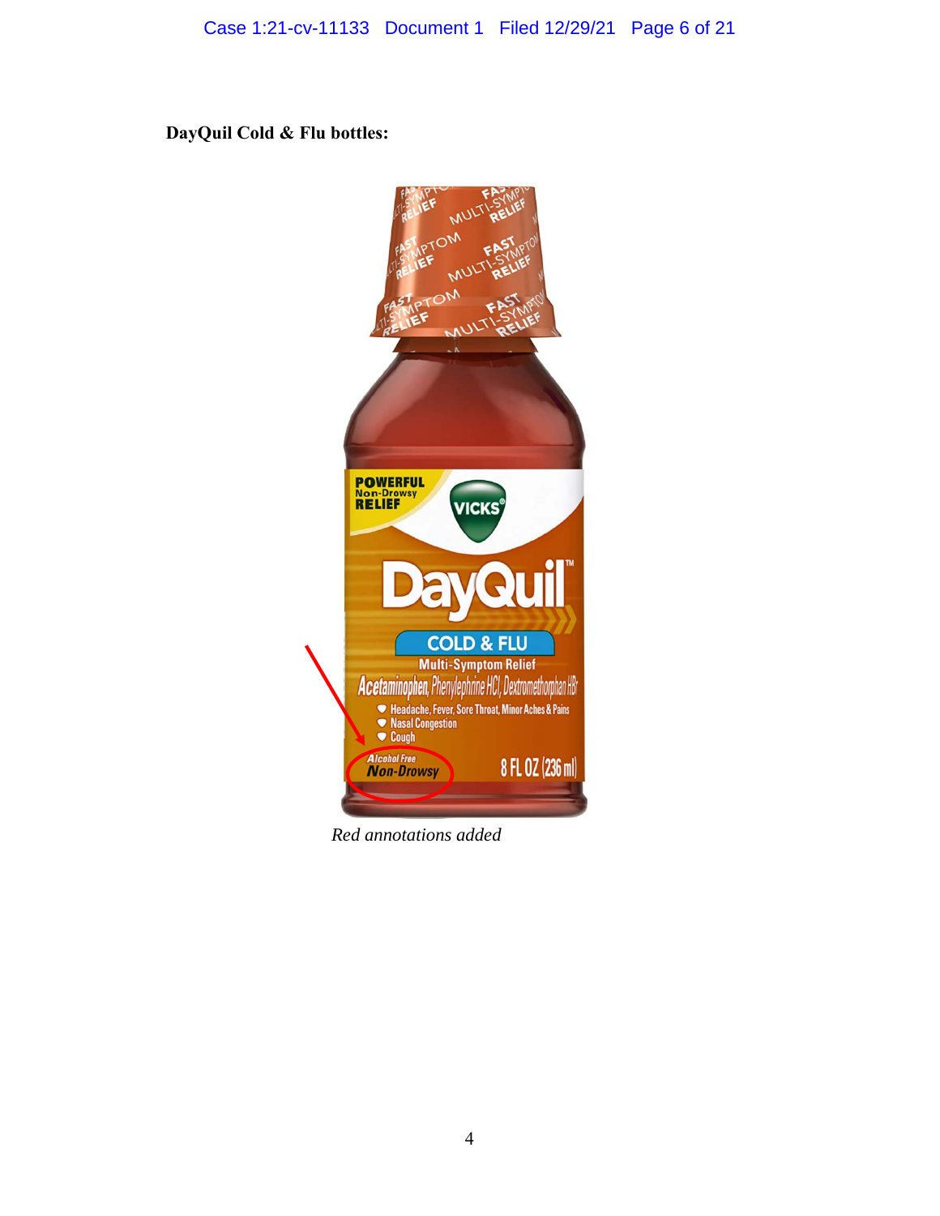**DayQuil Cold & Flu bottles:**

*Red annotations added*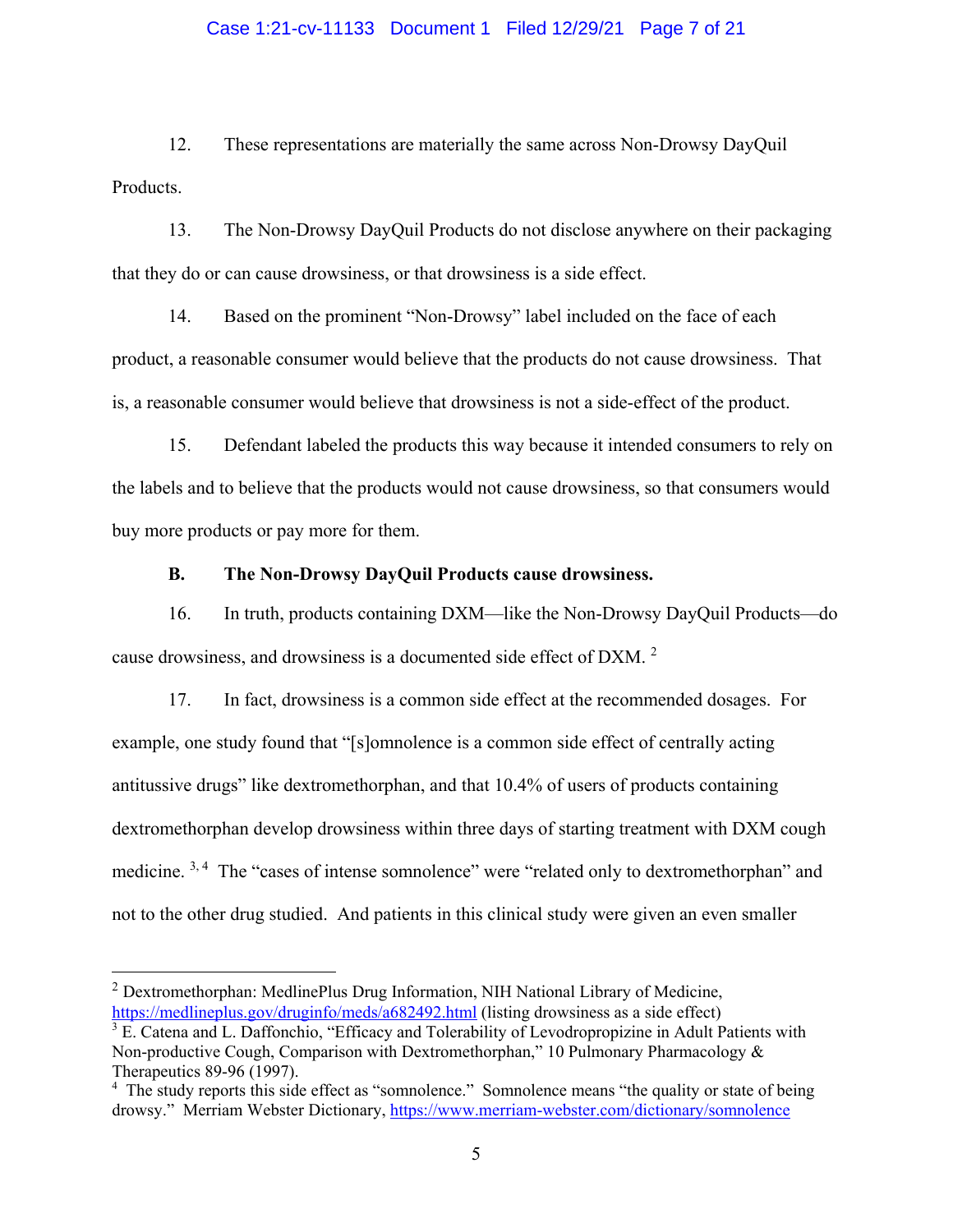12. These representations are materially the same across Non-Drowsy DayQuil Products.

13. The Non-Drowsy DayQuil Products do not disclose anywhere on their packaging that they do or can cause drowsiness, or that drowsiness is a side effect.

14. Based on the prominent "Non-Drowsy" label included on the face of each product, a reasonable consumer would believe that the products do not cause drowsiness. That is, a reasonable consumer would believe that drowsiness is not a side-effect of the product.

15. Defendant labeled the products this way because it intended consumers to rely on the labels and to believe that the products would not cause drowsiness, so that consumers would buy more products or pay more for them.

**B. The Non-Drowsy DayQuil Products cause drowsiness.**

16. In truth, products containing DXM—like the Non-Drowsy DayQuil Products—do cause drowsiness, and drowsiness is a documented side effect of DXM. [2]

17. In fact, drowsiness is a common side effect at the recommended dosages. For example, one study found that "[s]omnolence is a common side effect of centrally acting antitussive drugs" like dextromethorphan, and that 10.4% of users of products containing dextromethorphan develop drowsiness within three days of starting treatment with DXM cough medicine. [3, 4] The "cases of intense somnolence" were "related only to dextromethorphan" and not to the other drug studied. And patients in this clinical study were given an even smaller

---

[2] Dextromethorphan: MedlinePlus Drug Information, NIH National Library of Medicine, https://medlineplus.gov/druginfo/meds/a682492.html (listing drowsiness as a side effect)

[3] E. Catena and L. Daffonchio, "Efficacy and Tolerability of Levodropropizine in Adult Patients with Non-productive Cough, Comparison with Dextromethorphan," 10 Pulmonary Pharmacology & Therapeutics 89-96 (1997).

[4] The study reports this side effect as "somnolence." Somnolence means "the quality or state of being drowsy." Merriam Webster Dictionary, https://www.merriam-webster.com/dictionary/somnolence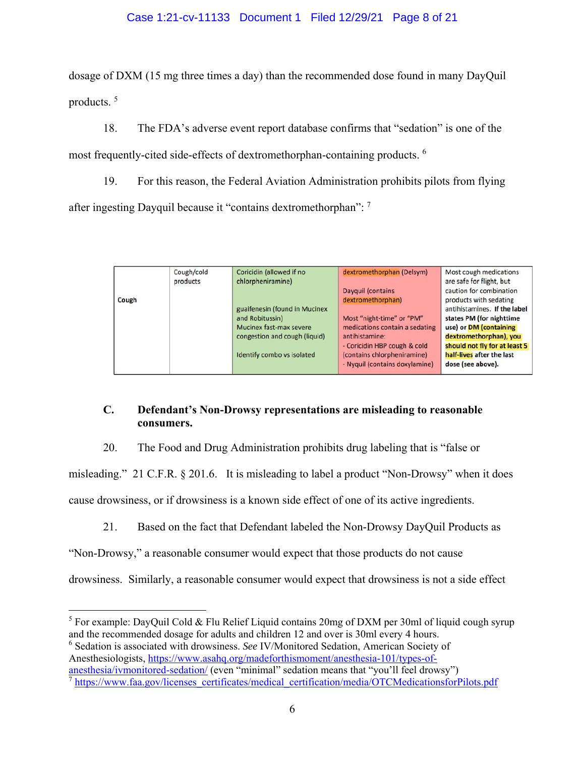dosage of DXM (15 mg three times a day) than the recommended dose found in many DayQuil products. [5]

18. The FDA's adverse event report database confirms that "sedation" is one of the most frequently-cited side-effects of dextromethorphan-containing products. [6]

19. For this reason, the Federal Aviation Administration prohibits pilots from flying after ingesting Dayquil because it "contains dextromethorphan": [7]

| | | | | |
|---|---|---|---|---|
| Cough | Cough/cold products | Coricidin (allowed if no chlorpheniramine)<br><br>guaifenesin (found in Mucinex and Robitussin)<br>Mucinex fast-max severe congestion and cough (liquid)<br><br>Identify combo vs isolated | dextromethorphan (Delsym)<br><br>Dayquil (contains dextromethorphan)<br><br>Most "night-time" or "PM" medications contain a sedating antihistamine:<br>- Coricidin HBP cough & cold (contains chlorpheniramine)<br>- Nyquil (contains doxylamine) | Most cough medications are safe for flight, but caution for combination products with sedating antihistamines. **If the label states PM (for nighttime use) or DM (containing dextromethorphan), you should not fly for at least 5 half-lives after the last dose (see above).** |

### C. Defendant's Non-Drowsy representations are misleading to reasonable consumers.

20. The Food and Drug Administration prohibits drug labeling that is "false or misleading." 21 C.F.R. § 201.6. It is misleading to label a product "Non-Drowsy" when it does cause drowsiness, or if drowsiness is a known side effect of one of its active ingredients.

21. Based on the fact that Defendant labeled the Non-Drowsy DayQuil Products as "Non-Drowsy," a reasonable consumer would expect that those products do not cause drowsiness. Similarly, a reasonable consumer would expect that drowsiness is not a side effect

---

[5] For example: DayQuil Cold & Flu Relief Liquid contains 20mg of DXM per 30ml of liquid cough syrup and the recommended dosage for adults and children 12 and over is 30ml every 4 hours.

[6] Sedation is associated with drowsiness. *See* IV/Monitored Sedation, American Society of Anesthesiologists, https://www.asahq.org/madeforthismoment/anesthesia-101/types-of-anesthesia/ivmonitored-sedation/ (even "minimal" sedation means that "you'll feel drowsy")

[7] https://www.faa.gov/licenses_certificates/medical_certification/media/OTCMedicationsforPilots.pdf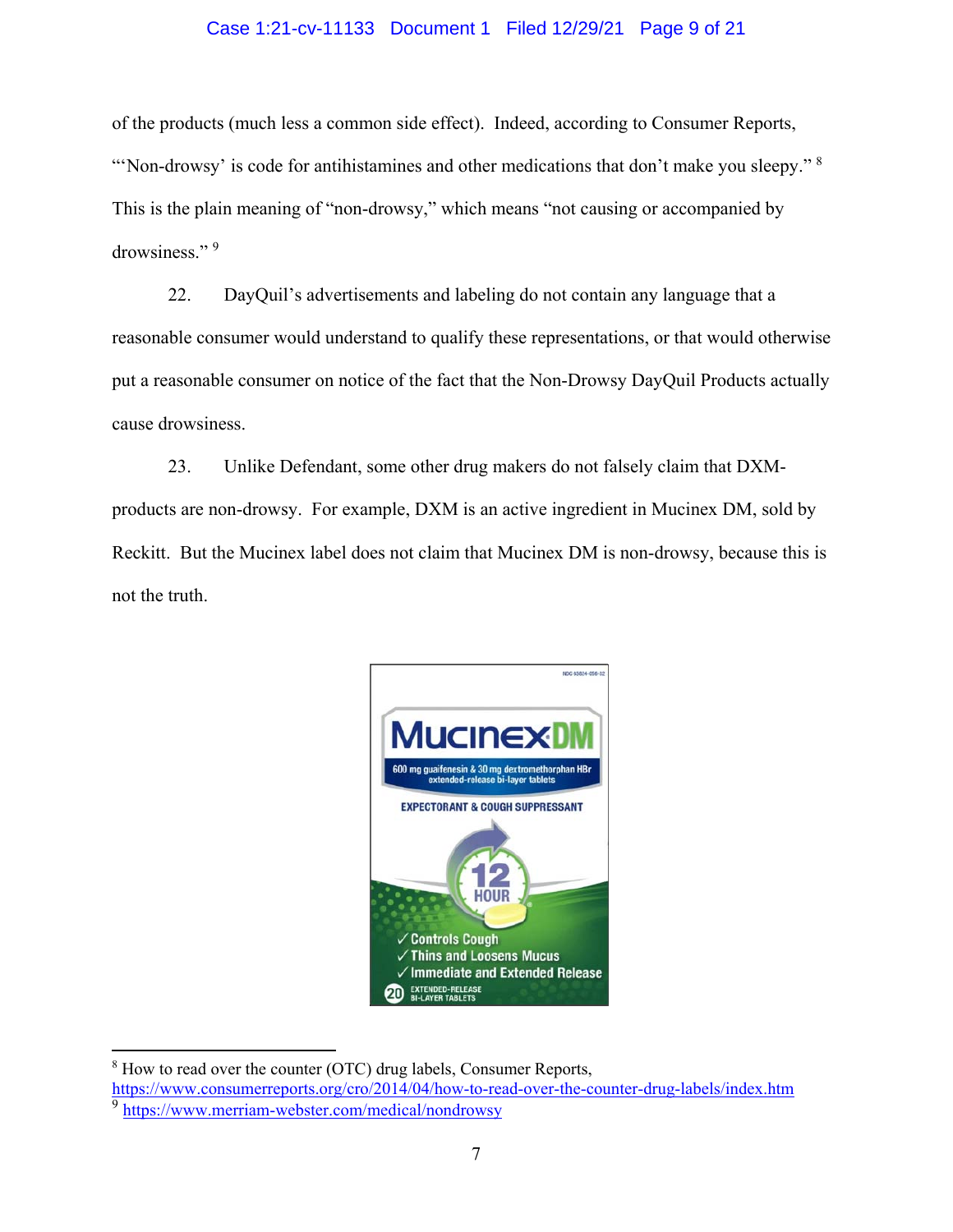of the products (much less a common side effect). Indeed, according to Consumer Reports, "'Non-drowsy' is code for antihistamines and other medications that don't make you sleepy."[8] This is the plain meaning of "non-drowsy," which means "not causing or accompanied by drowsiness."[9]

22. DayQuil's advertisements and labeling do not contain any language that a reasonable consumer would understand to qualify these representations, or that would otherwise put a reasonable consumer on notice of the fact that the Non-Drowsy DayQuil Products actually cause drowsiness.

23. Unlike Defendant, some other drug makers do not falsely claim that DXM-products are non-drowsy. For example, DXM is an active ingredient in Mucinex DM, sold by Reckitt. But the Mucinex label does not claim that Mucinex DM is non-drowsy, because this is not the truth.

---

[8] How to read over the counter (OTC) drug labels, Consumer Reports, https://www.consumerreports.org/cro/2014/04/how-to-read-over-the-counter-drug-labels/index.htm

[9] https://www.merriam-webster.com/medical/nondrowsy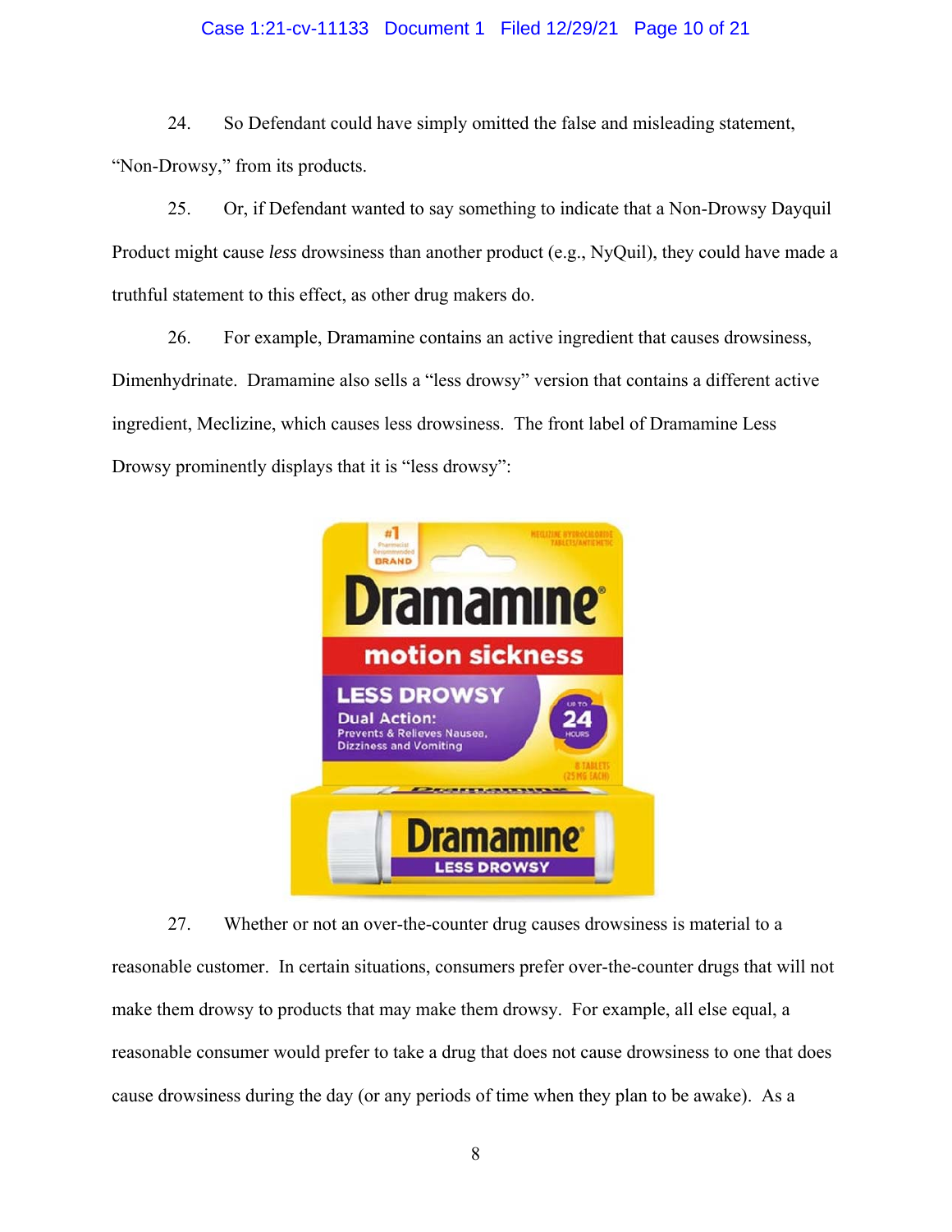24. So Defendant could have simply omitted the false and misleading statement, "Non-Drowsy," from its products.

25. Or, if Defendant wanted to say something to indicate that a Non-Drowsy Dayquil Product might cause *less* drowsiness than another product (e.g., NyQuil), they could have made a truthful statement to this effect, as other drug makers do.

26. For example, Dramamine contains an active ingredient that causes drowsiness, Dimenhydrinate. Dramamine also sells a "less drowsy" version that contains a different active ingredient, Meclizine, which causes less drowsiness. The front label of Dramamine Less Drowsy prominently displays that it is "less drowsy":

27. Whether or not an over-the-counter drug causes drowsiness is material to a reasonable customer. In certain situations, consumers prefer over-the-counter drugs that will not make them drowsy to products that may make them drowsy. For example, all else equal, a reasonable consumer would prefer to take a drug that does not cause drowsiness to one that does cause drowsiness during the day (or any periods of time when they plan to be awake). As a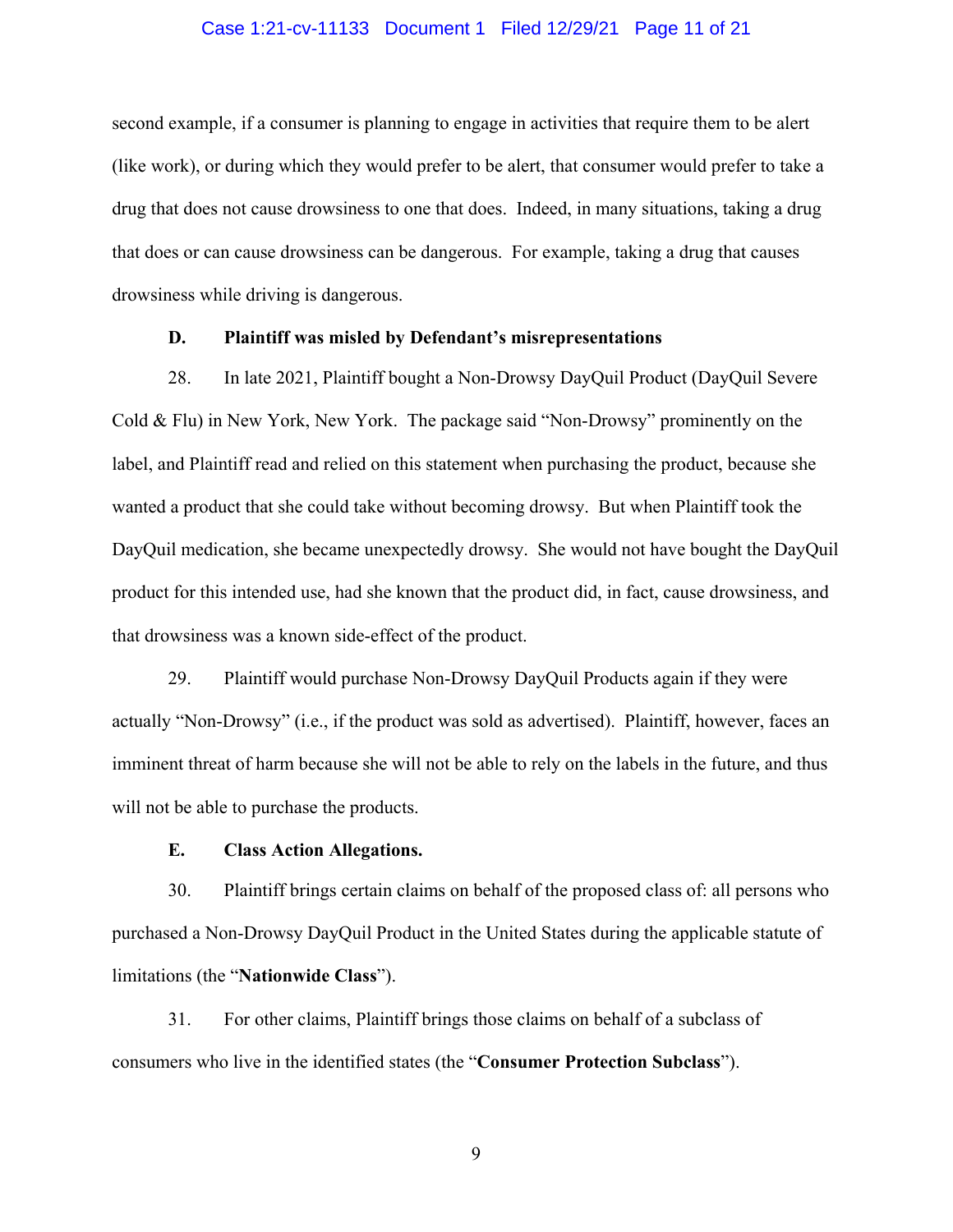second example, if a consumer is planning to engage in activities that require them to be alert (like work), or during which they would prefer to be alert, that consumer would prefer to take a drug that does not cause drowsiness to one that does. Indeed, in many situations, taking a drug that does or can cause drowsiness can be dangerous. For example, taking a drug that causes drowsiness while driving is dangerous.

### D. Plaintiff was misled by Defendant's misrepresentations

28. In late 2021, Plaintiff bought a Non-Drowsy DayQuil Product (DayQuil Severe Cold & Flu) in New York, New York. The package said "Non-Drowsy" prominently on the label, and Plaintiff read and relied on this statement when purchasing the product, because she wanted a product that she could take without becoming drowsy. But when Plaintiff took the DayQuil medication, she became unexpectedly drowsy. She would not have bought the DayQuil product for this intended use, had she known that the product did, in fact, cause drowsiness, and that drowsiness was a known side-effect of the product.

29. Plaintiff would purchase Non-Drowsy DayQuil Products again if they were actually "Non-Drowsy" (i.e., if the product was sold as advertised). Plaintiff, however, faces an imminent threat of harm because she will not be able to rely on the labels in the future, and thus will not be able to purchase the products.

### E. Class Action Allegations.

30. Plaintiff brings certain claims on behalf of the proposed class of: all persons who purchased a Non-Drowsy DayQuil Product in the United States during the applicable statute of limitations (the "**Nationwide Class**").

31. For other claims, Plaintiff brings those claims on behalf of a subclass of consumers who live in the identified states (the "**Consumer Protection Subclass**").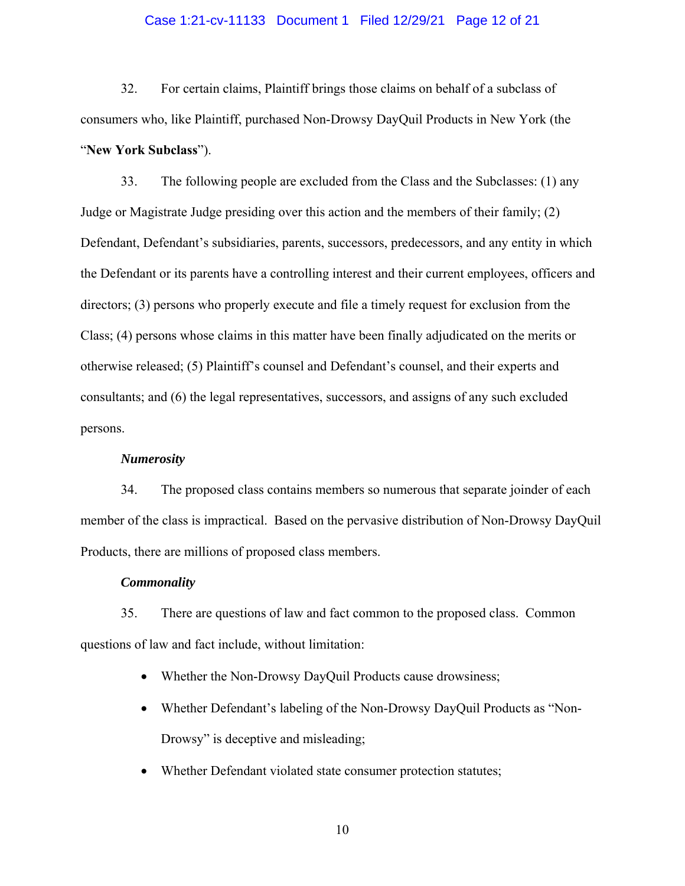32. For certain claims, Plaintiff brings those claims on behalf of a subclass of consumers who, like Plaintiff, purchased Non-Drowsy DayQuil Products in New York (the "**New York Subclass**").

33. The following people are excluded from the Class and the Subclasses: (1) any Judge or Magistrate Judge presiding over this action and the members of their family; (2) Defendant, Defendant's subsidiaries, parents, successors, predecessors, and any entity in which the Defendant or its parents have a controlling interest and their current employees, officers and directors; (3) persons who properly execute and file a timely request for exclusion from the Class; (4) persons whose claims in this matter have been finally adjudicated on the merits or otherwise released; (5) Plaintiff's counsel and Defendant's counsel, and their experts and consultants; and (6) the legal representatives, successors, and assigns of any such excluded persons.

***Numerosity***

34. The proposed class contains members so numerous that separate joinder of each member of the class is impractical. Based on the pervasive distribution of Non-Drowsy DayQuil Products, there are millions of proposed class members.

***Commonality***

35. There are questions of law and fact common to the proposed class. Common questions of law and fact include, without limitation:

- Whether the Non-Drowsy DayQuil Products cause drowsiness;
- Whether Defendant's labeling of the Non-Drowsy DayQuil Products as "Non-Drowsy" is deceptive and misleading;
- Whether Defendant violated state consumer protection statutes;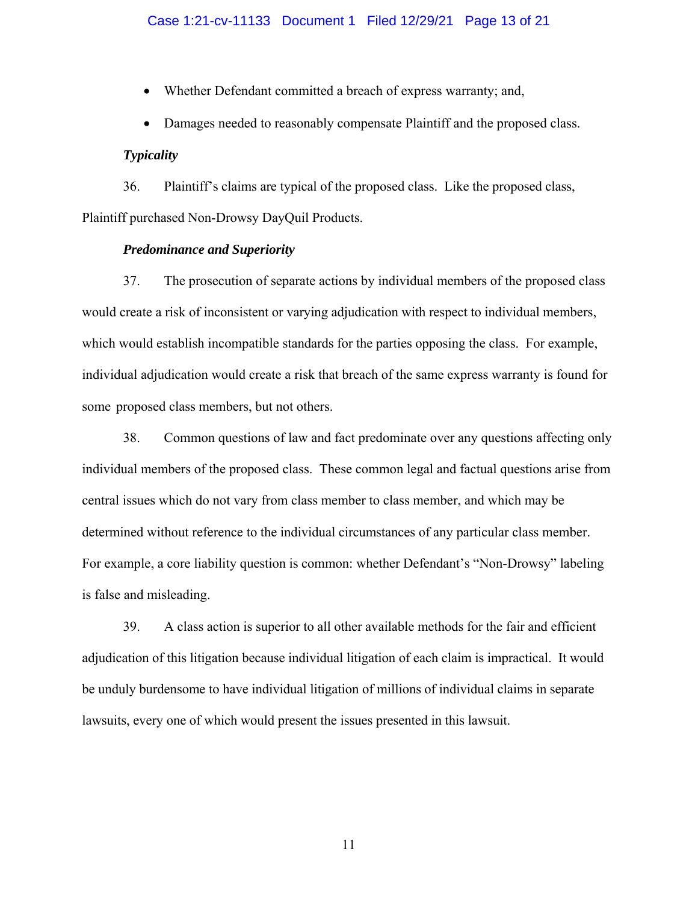- Whether Defendant committed a breach of express warranty; and,
- Damages needed to reasonably compensate Plaintiff and the proposed class.

***Typicality***

36. Plaintiff's claims are typical of the proposed class. Like the proposed class, Plaintiff purchased Non-Drowsy DayQuil Products.

***Predominance and Superiority***

37. The prosecution of separate actions by individual members of the proposed class would create a risk of inconsistent or varying adjudication with respect to individual members, which would establish incompatible standards for the parties opposing the class. For example, individual adjudication would create a risk that breach of the same express warranty is found for some proposed class members, but not others.

38. Common questions of law and fact predominate over any questions affecting only individual members of the proposed class. These common legal and factual questions arise from central issues which do not vary from class member to class member, and which may be determined without reference to the individual circumstances of any particular class member. For example, a core liability question is common: whether Defendant's "Non-Drowsy" labeling is false and misleading.

39. A class action is superior to all other available methods for the fair and efficient adjudication of this litigation because individual litigation of each claim is impractical. It would be unduly burdensome to have individual litigation of millions of individual claims in separate lawsuits, every one of which would present the issues presented in this lawsuit.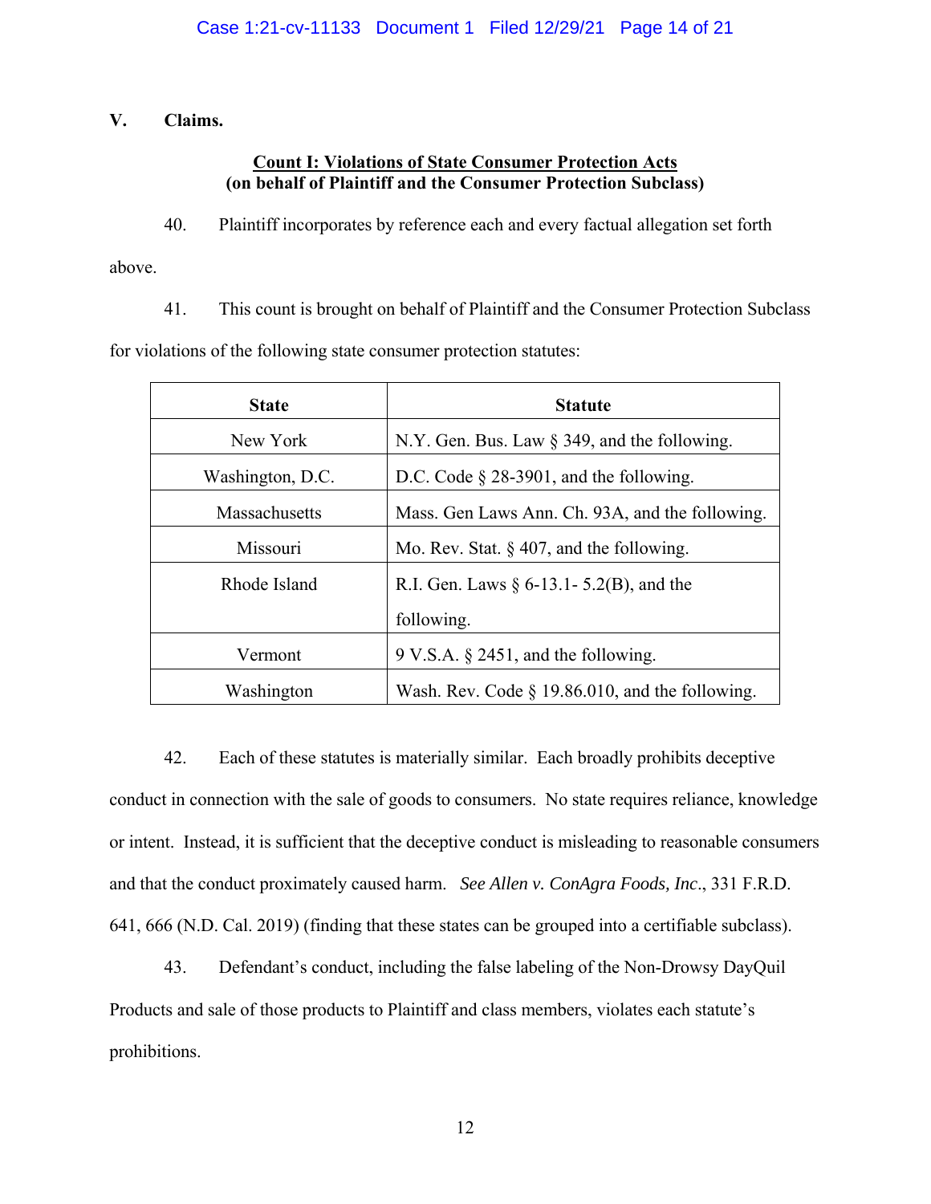## V. Claims.

### Count I: Violations of State Consumer Protection Acts
**(on behalf of Plaintiff and the Consumer Protection Subclass)**

40. Plaintiff incorporates by reference each and every factual allegation set forth above.

41. This count is brought on behalf of Plaintiff and the Consumer Protection Subclass for violations of the following state consumer protection statutes:

| State | Statute |
|---|---|
| New York | N.Y. Gen. Bus. Law § 349, and the following. |
| Washington, D.C. | D.C. Code § 28-3901, and the following. |
| Massachusetts | Mass. Gen Laws Ann. Ch. 93A, and the following. |
| Missouri | Mo. Rev. Stat. § 407, and the following. |
| Rhode Island | R.I. Gen. Laws § 6-13.1- 5.2(B), and the following. |
| Vermont | 9 V.S.A. § 2451, and the following. |
| Washington | Wash. Rev. Code § 19.86.010, and the following. |

42. Each of these statutes is materially similar. Each broadly prohibits deceptive conduct in connection with the sale of goods to consumers. No state requires reliance, knowledge or intent. Instead, it is sufficient that the deceptive conduct is misleading to reasonable consumers and that the conduct proximately caused harm. *See Allen v. ConAgra Foods, Inc*., 331 F.R.D. 641, 666 (N.D. Cal. 2019) (finding that these states can be grouped into a certifiable subclass).

43. Defendant's conduct, including the false labeling of the Non-Drowsy DayQuil Products and sale of those products to Plaintiff and class members, violates each statute's prohibitions.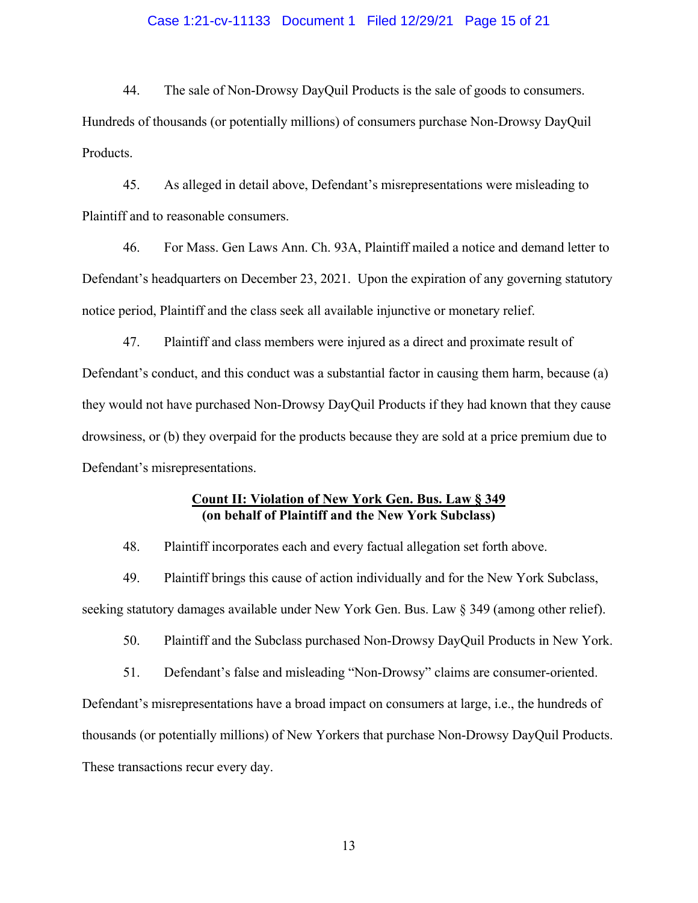44. The sale of Non-Drowsy DayQuil Products is the sale of goods to consumers. Hundreds of thousands (or potentially millions) of consumers purchase Non-Drowsy DayQuil Products.

45. As alleged in detail above, Defendant's misrepresentations were misleading to Plaintiff and to reasonable consumers.

46. For Mass. Gen Laws Ann. Ch. 93A, Plaintiff mailed a notice and demand letter to Defendant's headquarters on December 23, 2021. Upon the expiration of any governing statutory notice period, Plaintiff and the class seek all available injunctive or monetary relief.

47. Plaintiff and class members were injured as a direct and proximate result of Defendant's conduct, and this conduct was a substantial factor in causing them harm, because (a) they would not have purchased Non-Drowsy DayQuil Products if they had known that they cause drowsiness, or (b) they overpaid for the products because they are sold at a price premium due to Defendant's misrepresentations.

**Count II: Violation of New York Gen. Bus. Law § 349**
**(on behalf of Plaintiff and the New York Subclass)**

48. Plaintiff incorporates each and every factual allegation set forth above.

49. Plaintiff brings this cause of action individually and for the New York Subclass, seeking statutory damages available under New York Gen. Bus. Law § 349 (among other relief).

50. Plaintiff and the Subclass purchased Non-Drowsy DayQuil Products in New York.

51. Defendant's false and misleading "Non-Drowsy" claims are consumer-oriented. Defendant's misrepresentations have a broad impact on consumers at large, i.e., the hundreds of thousands (or potentially millions) of New Yorkers that purchase Non-Drowsy DayQuil Products. These transactions recur every day.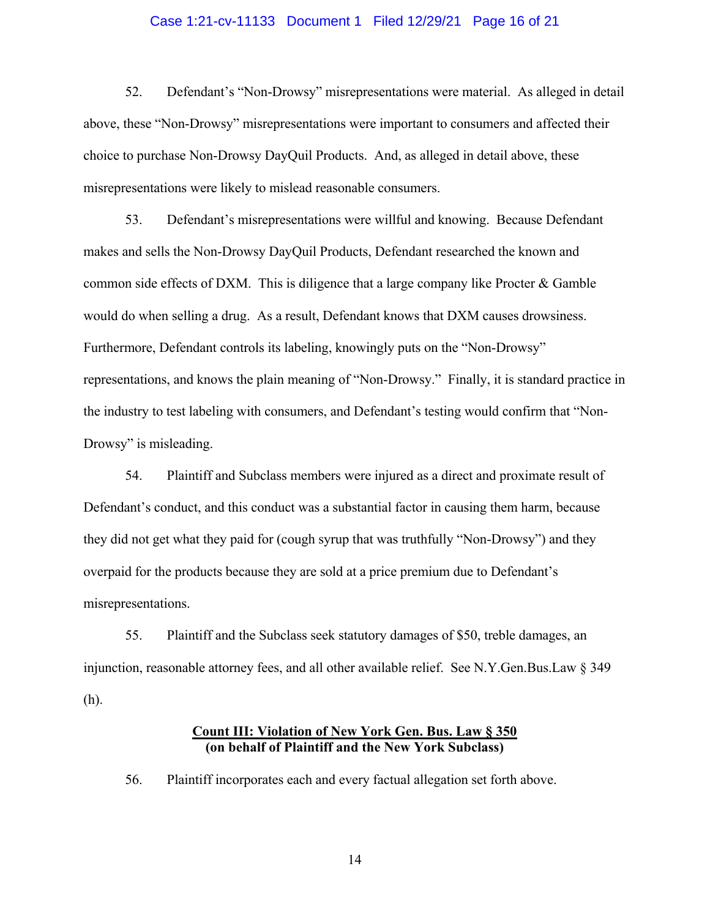52. Defendant's "Non-Drowsy" misrepresentations were material. As alleged in detail above, these "Non-Drowsy" misrepresentations were important to consumers and affected their choice to purchase Non-Drowsy DayQuil Products. And, as alleged in detail above, these misrepresentations were likely to mislead reasonable consumers.

53. Defendant's misrepresentations were willful and knowing. Because Defendant makes and sells the Non-Drowsy DayQuil Products, Defendant researched the known and common side effects of DXM. This is diligence that a large company like Procter & Gamble would do when selling a drug. As a result, Defendant knows that DXM causes drowsiness. Furthermore, Defendant controls its labeling, knowingly puts on the "Non-Drowsy" representations, and knows the plain meaning of "Non-Drowsy." Finally, it is standard practice in the industry to test labeling with consumers, and Defendant's testing would confirm that "Non-Drowsy" is misleading.

54. Plaintiff and Subclass members were injured as a direct and proximate result of Defendant's conduct, and this conduct was a substantial factor in causing them harm, because they did not get what they paid for (cough syrup that was truthfully "Non-Drowsy") and they overpaid for the products because they are sold at a price premium due to Defendant's misrepresentations.

55. Plaintiff and the Subclass seek statutory damages of $50, treble damages, an injunction, reasonable attorney fees, and all other available relief. See N.Y.Gen.Bus.Law § 349 (h).

**Count III: Violation of New York Gen. Bus. Law § 350**
**(on behalf of Plaintiff and the New York Subclass)**

56. Plaintiff incorporates each and every factual allegation set forth above.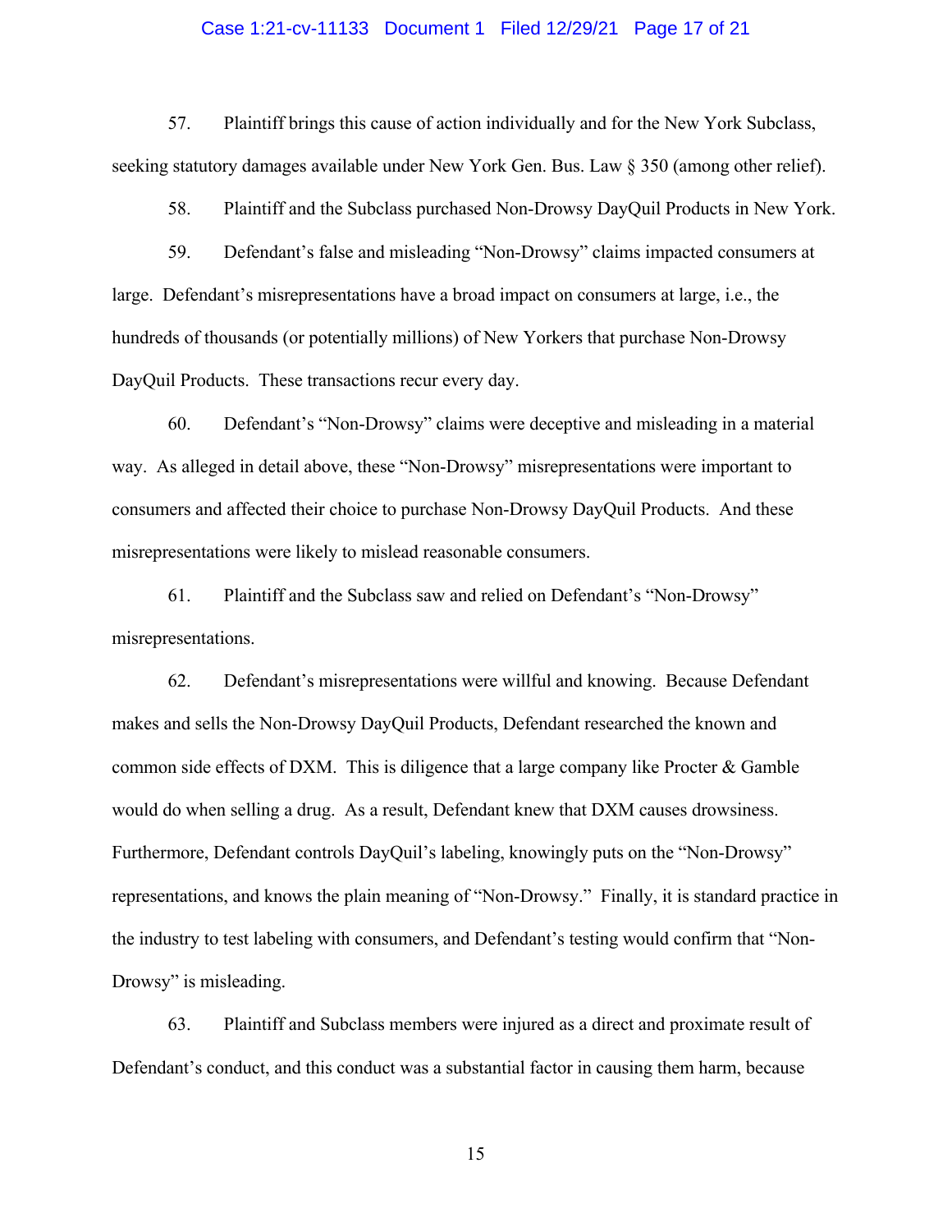57. Plaintiff brings this cause of action individually and for the New York Subclass, seeking statutory damages available under New York Gen. Bus. Law § 350 (among other relief).

58. Plaintiff and the Subclass purchased Non-Drowsy DayQuil Products in New York.

59. Defendant's false and misleading "Non-Drowsy" claims impacted consumers at large. Defendant's misrepresentations have a broad impact on consumers at large, i.e., the hundreds of thousands (or potentially millions) of New Yorkers that purchase Non-Drowsy DayQuil Products. These transactions recur every day.

60. Defendant's "Non-Drowsy" claims were deceptive and misleading in a material way. As alleged in detail above, these "Non-Drowsy" misrepresentations were important to consumers and affected their choice to purchase Non-Drowsy DayQuil Products. And these misrepresentations were likely to mislead reasonable consumers.

61. Plaintiff and the Subclass saw and relied on Defendant's "Non-Drowsy" misrepresentations.

62. Defendant's misrepresentations were willful and knowing. Because Defendant makes and sells the Non-Drowsy DayQuil Products, Defendant researched the known and common side effects of DXM. This is diligence that a large company like Procter & Gamble would do when selling a drug. As a result, Defendant knew that DXM causes drowsiness. Furthermore, Defendant controls DayQuil's labeling, knowingly puts on the "Non-Drowsy" representations, and knows the plain meaning of "Non-Drowsy." Finally, it is standard practice in the industry to test labeling with consumers, and Defendant's testing would confirm that "Non-Drowsy" is misleading.

63. Plaintiff and Subclass members were injured as a direct and proximate result of Defendant's conduct, and this conduct was a substantial factor in causing them harm, because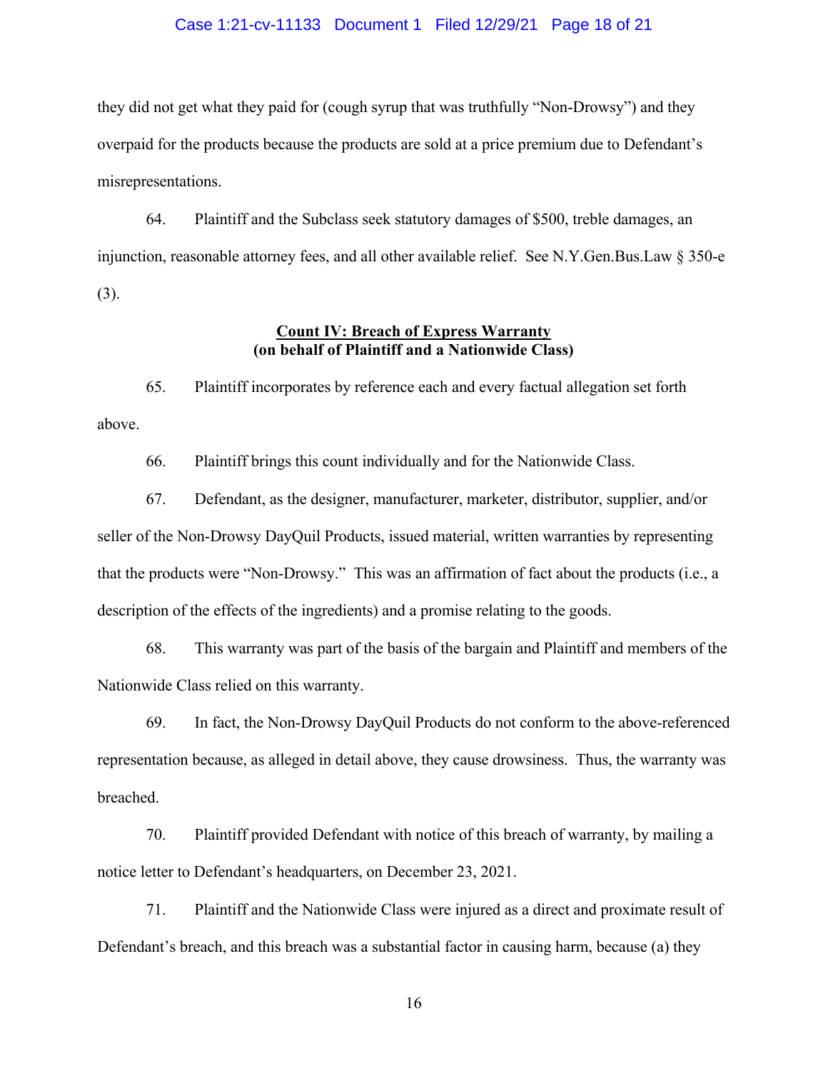they did not get what they paid for (cough syrup that was truthfully "Non-Drowsy") and they overpaid for the products because the products are sold at a price premium due to Defendant's misrepresentations.

64. Plaintiff and the Subclass seek statutory damages of $500, treble damages, an injunction, reasonable attorney fees, and all other available relief. See N.Y.Gen.Bus.Law § 350-e (3).

**Count IV: Breach of Express Warranty**
**(on behalf of Plaintiff and a Nationwide Class)**

65. Plaintiff incorporates by reference each and every factual allegation set forth above.

66. Plaintiff brings this count individually and for the Nationwide Class.

67. Defendant, as the designer, manufacturer, marketer, distributor, supplier, and/or seller of the Non-Drowsy DayQuil Products, issued material, written warranties by representing that the products were "Non-Drowsy." This was an affirmation of fact about the products (i.e., a description of the effects of the ingredients) and a promise relating to the goods.

68. This warranty was part of the basis of the bargain and Plaintiff and members of the Nationwide Class relied on this warranty.

69. In fact, the Non-Drowsy DayQuil Products do not conform to the above-referenced representation because, as alleged in detail above, they cause drowsiness. Thus, the warranty was breached.

70. Plaintiff provided Defendant with notice of this breach of warranty, by mailing a notice letter to Defendant's headquarters, on December 23, 2021.

71. Plaintiff and the Nationwide Class were injured as a direct and proximate result of Defendant's breach, and this breach was a substantial factor in causing harm, because (a) they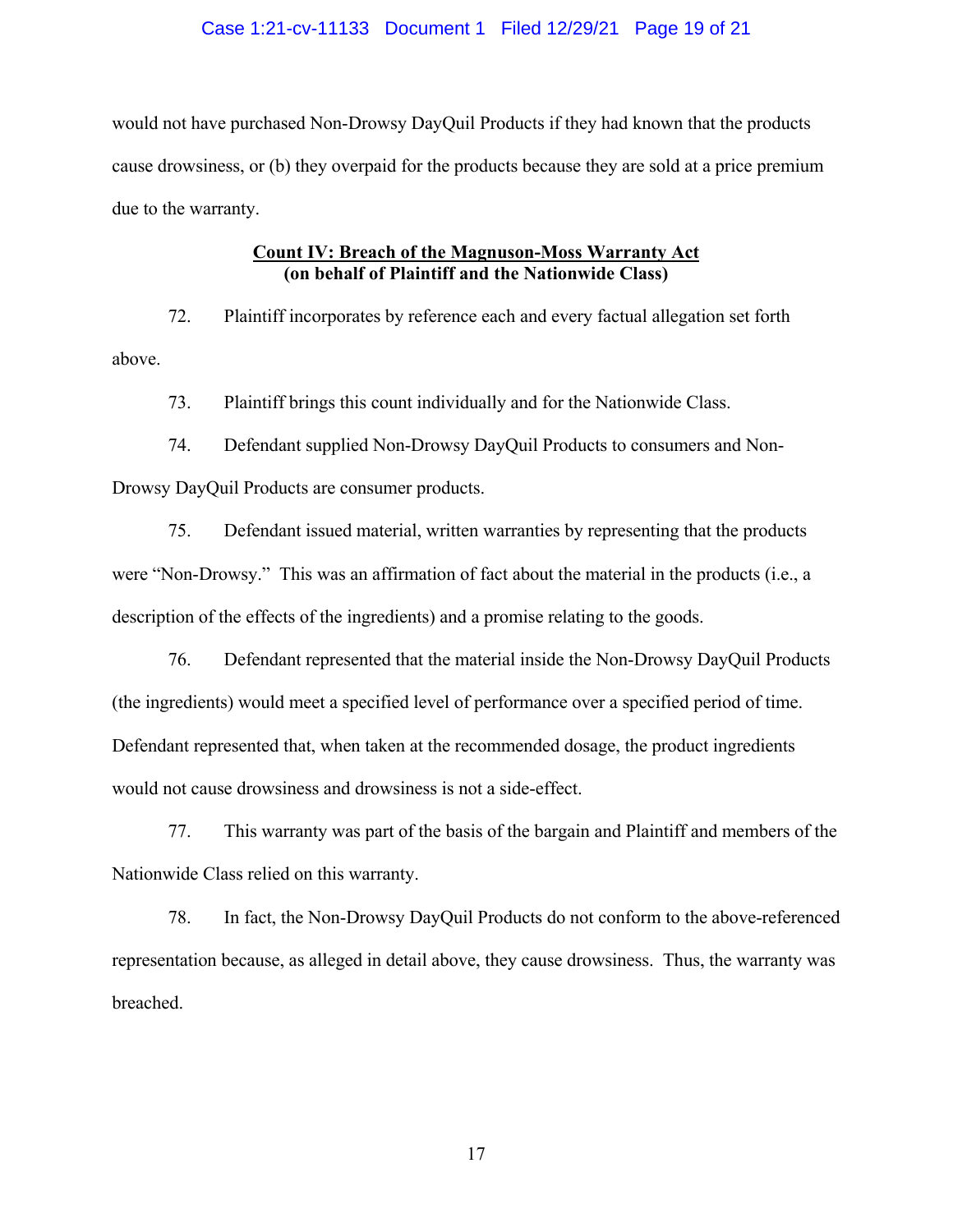would not have purchased Non-Drowsy DayQuil Products if they had known that the products cause drowsiness, or (b) they overpaid for the products because they are sold at a price premium due to the warranty.

**Count IV: Breach of the Magnuson-Moss Warranty Act**
**(on behalf of Plaintiff and the Nationwide Class)**

72. Plaintiff incorporates by reference each and every factual allegation set forth above.

73. Plaintiff brings this count individually and for the Nationwide Class.

74. Defendant supplied Non-Drowsy DayQuil Products to consumers and Non-Drowsy DayQuil Products are consumer products.

75. Defendant issued material, written warranties by representing that the products were "Non-Drowsy." This was an affirmation of fact about the material in the products (i.e., a description of the effects of the ingredients) and a promise relating to the goods.

76. Defendant represented that the material inside the Non-Drowsy DayQuil Products (the ingredients) would meet a specified level of performance over a specified period of time. Defendant represented that, when taken at the recommended dosage, the product ingredients would not cause drowsiness and drowsiness is not a side-effect.

77. This warranty was part of the basis of the bargain and Plaintiff and members of the Nationwide Class relied on this warranty.

78. In fact, the Non-Drowsy DayQuil Products do not conform to the above-referenced representation because, as alleged in detail above, they cause drowsiness. Thus, the warranty was breached.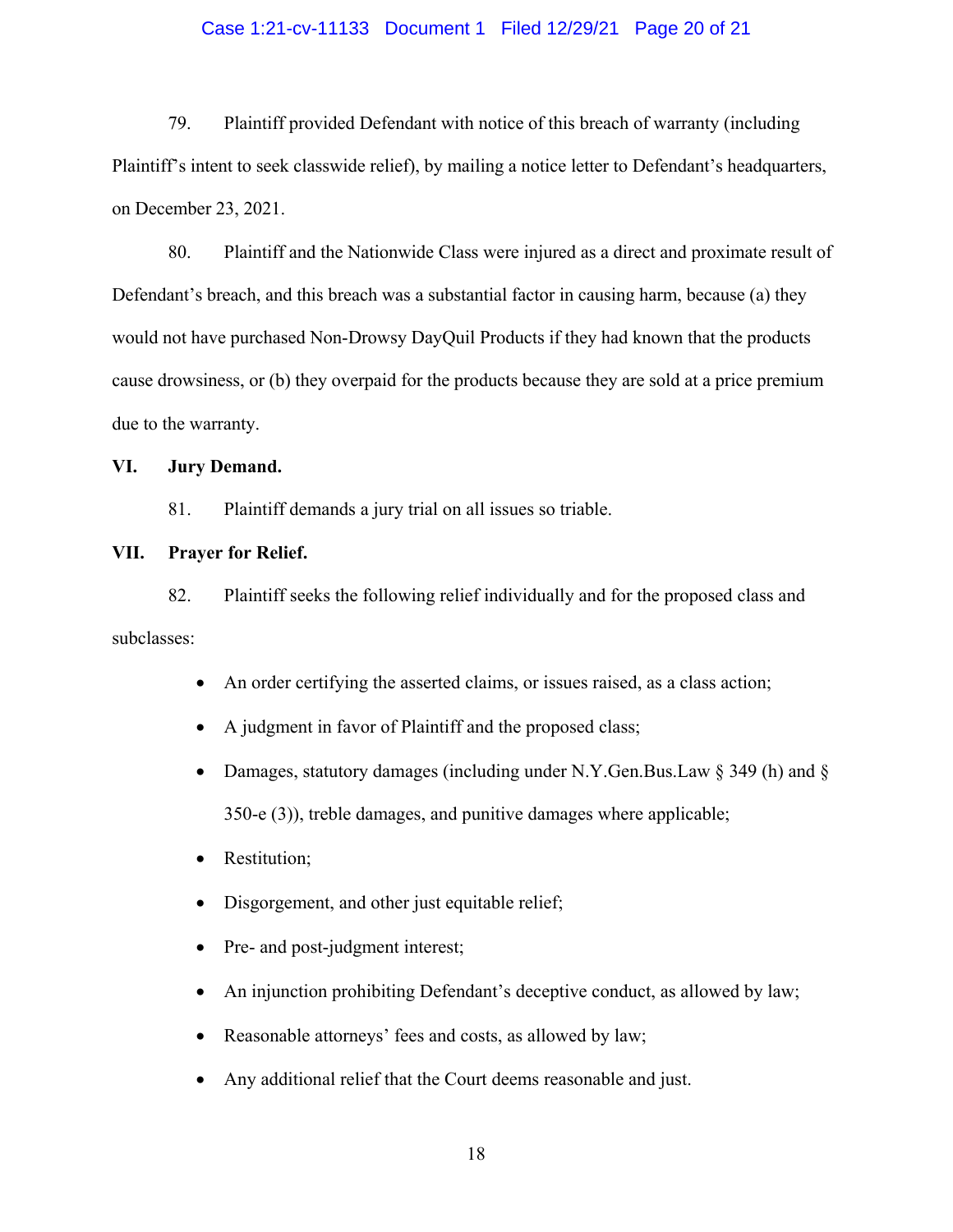79. Plaintiff provided Defendant with notice of this breach of warranty (including Plaintiff's intent to seek classwide relief), by mailing a notice letter to Defendant's headquarters, on December 23, 2021.

80. Plaintiff and the Nationwide Class were injured as a direct and proximate result of Defendant's breach, and this breach was a substantial factor in causing harm, because (a) they would not have purchased Non-Drowsy DayQuil Products if they had known that the products cause drowsiness, or (b) they overpaid for the products because they are sold at a price premium due to the warranty.

## VI. Jury Demand.

81. Plaintiff demands a jury trial on all issues so triable.

## VII. Prayer for Relief.

82. Plaintiff seeks the following relief individually and for the proposed class and subclasses:

- An order certifying the asserted claims, or issues raised, as a class action;
- A judgment in favor of Plaintiff and the proposed class;
- Damages, statutory damages (including under N.Y.Gen.Bus.Law § 349 (h) and § 350-e (3)), treble damages, and punitive damages where applicable;
- Restitution;
- Disgorgement, and other just equitable relief;
- Pre- and post-judgment interest;
- An injunction prohibiting Defendant's deceptive conduct, as allowed by law;
- Reasonable attorneys' fees and costs, as allowed by law;
- Any additional relief that the Court deems reasonable and just.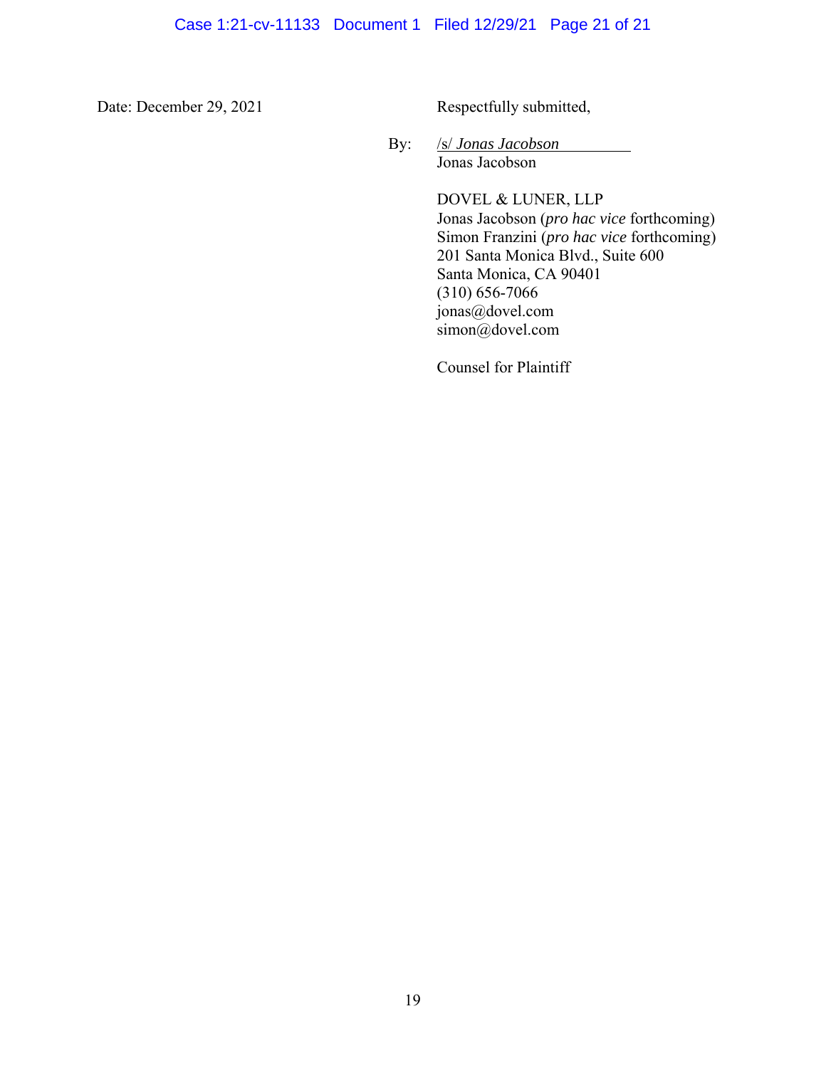Date: December 29, 2021

Respectfully submitted,

By: /s/ *Jonas Jacobson*
Jonas Jacobson

DOVEL & LUNER, LLP
Jonas Jacobson (*pro hac vice* forthcoming)
Simon Franzini (*pro hac vice* forthcoming)
201 Santa Monica Blvd., Suite 600
Santa Monica, CA 90401
(310) 656-7066
jonas@dovel.com
simon@dovel.com

Counsel for Plaintiff